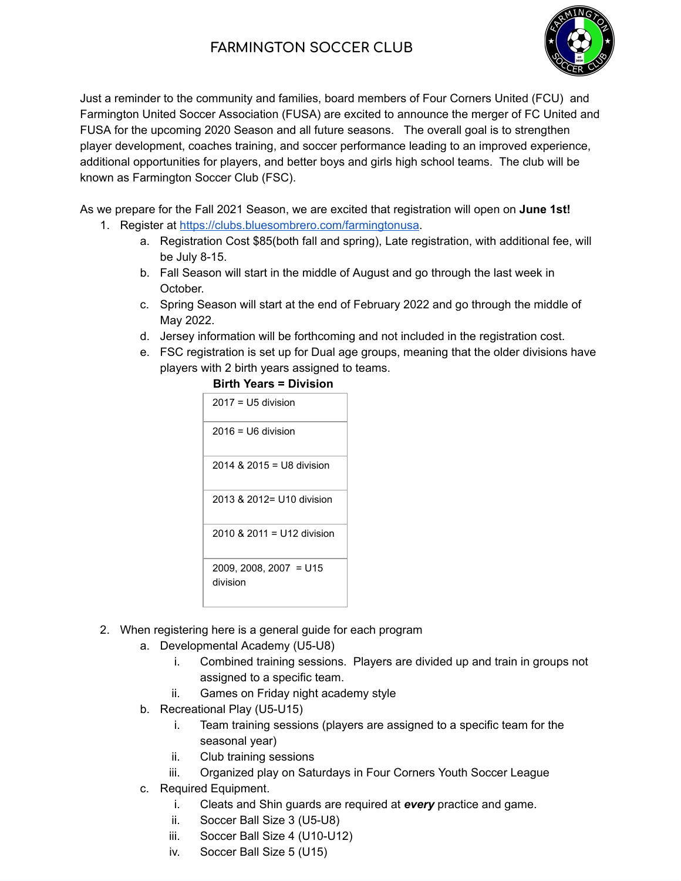# FARMINGTON SOCCER CLUB

Just a reminder to the community and families, board members of Four Corners United (FCU) and Farmington United Soccer Association (FUSA) are excited to announce the merger of FC United and FUSA for the upcoming 2020 Season and all future seasons. The overall goal is to strengthen player development, coaches training, and soccer performance leading to an improved experience, additional opportunities for players, and better boys and girls high school teams. The club will be known as Farmington Soccer Club (FSC).

As we prepare for the Fall 2021 Season, we are excited that registration will open on **June 1st!**

1. Register at [https://clubs.bluesombrero.com/farmingtonusa](https://clubs.bluesombrero.com/farmingtonusa).
   a. Registration Cost $85(both fall and spring), Late registration, with additional fee, will be July 8-15.
   b. Fall Season will start in the middle of August and go through the last week in October.
   c. Spring Season will start at the end of February 2022 and go through the middle of May 2022.
   d. Jersey information will be forthcoming and not included in the registration cost.
   e. FSC registration is set up for Dual age groups, meaning that the older divisions have players with 2 birth years assigned to teams.

| **Birth Years = Division** |
| --- |
| 2017 = U5 division |
| 2016 = U6 division |
| 2014 & 2015 = U8 division |
| 2013 & 2012= U10 division |
| 2010 & 2011 = U12 division |
| 2009, 2008, 2007 = U15 division |

2. When registering here is a general guide for each program
   a. Developmental Academy (U5-U8)
      i. Combined training sessions. Players are divided up and train in groups not assigned to a specific team.
      ii. Games on Friday night academy style
   b. Recreational Play (U5-U15)
      i. Team training sessions (players are assigned to a specific team for the seasonal year)
      ii. Club training sessions
      iii. Organized play on Saturdays in Four Corners Youth Soccer League
   c. Required Equipment.
      i. Cleats and Shin guards are required at ***every*** practice and game.
      ii. Soccer Ball Size 3 (U5-U8)
      iii. Soccer Ball Size 4 (U10-U12)
      iv. Soccer Ball Size 5 (U15)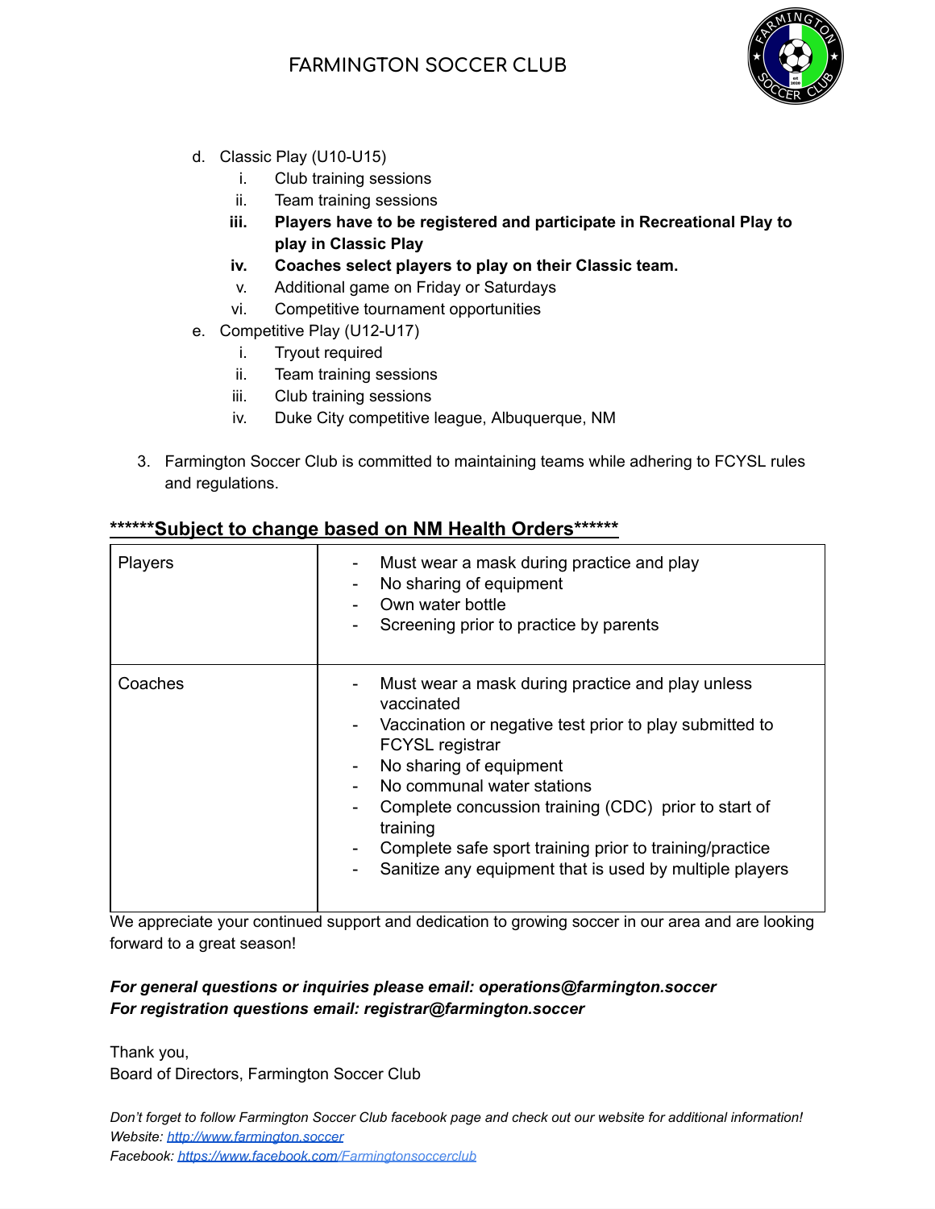# FARMINGTON SOCCER CLUB

d. Classic Play (U10-U15)
   i. Club training sessions
   ii. Team training sessions
   **iii. Players have to be registered and participate in Recreational Play to play in Classic Play**
   **iv. Coaches select players to play on their Classic team.**
   v. Additional game on Friday or Saturdays
   vi. Competitive tournament opportunities

e. Competitive Play (U12-U17)
   i. Tryout required
   ii. Team training sessions
   iii. Club training sessions
   iv. Duke City competitive league, Albuquerque, NM

3. Farmington Soccer Club is committed to maintaining teams while adhering to FCYSL rules and regulations.

**\*\*\*\*\*\*Subject to change based on NM Health Orders\*\*\*\*\*\***

| | |
|---|---|
| Players | - Must wear a mask during practice and play<br>- No sharing of equipment<br>- Own water bottle<br>- Screening prior to practice by parents |
| Coaches | - Must wear a mask during practice and play unless vaccinated<br>- Vaccination or negative test prior to play submitted to FCYSL registrar<br>- No sharing of equipment<br>- No communal water stations<br>- Complete concussion training (CDC) prior to start of training<br>- Complete safe sport training prior to training/practice<br>- Sanitize any equipment that is used by multiple players |

We appreciate your continued support and dedication to growing soccer in our area and are looking forward to a great season!

***For general questions or inquiries please email: operations@farmington.soccer***
***For registration questions email: registrar@farmington.soccer***

Thank you,
Board of Directors, Farmington Soccer Club

*Don't forget to follow Farmington Soccer Club facebook page and check out our website for additional information!*
*Website: http://www.farmington.soccer*
*Facebook: https://www.facebook.com/Farmingtonsoccerclub*